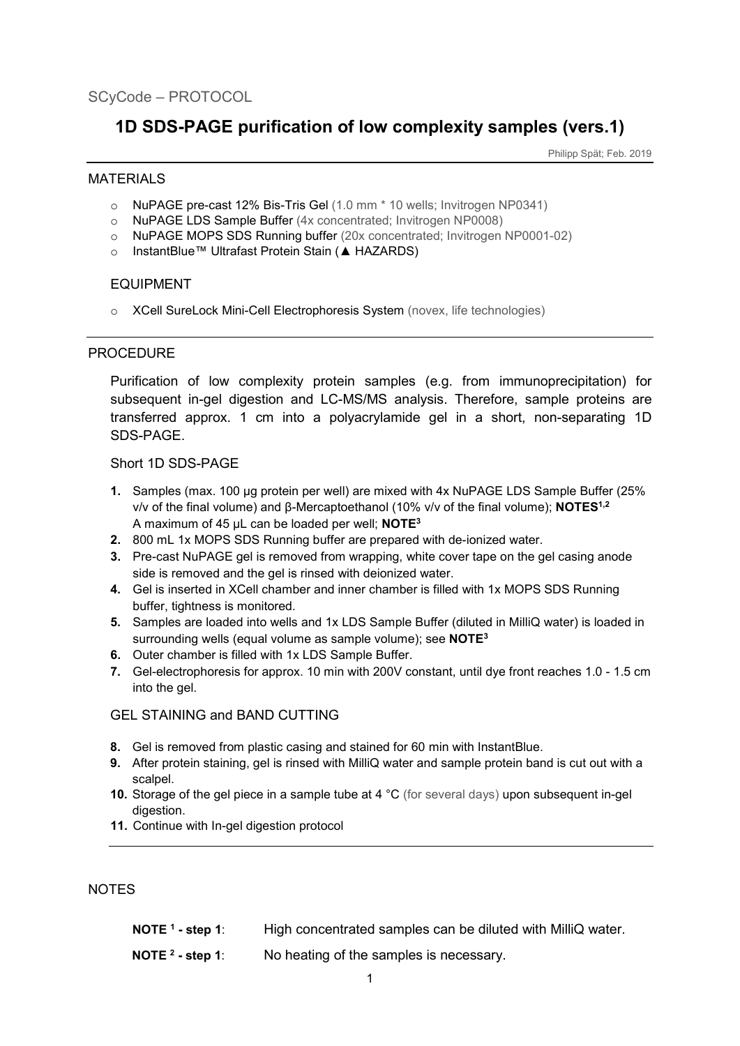SCyCode – PROTOCOL

# 1D SDS-PAGE purification of low complexity samples (vers.1)

Philipp Spät; Feb. 2019

## MATERIALS

- NuPAGE pre-cast 12% Bis-Tris Gel (1.0 mm * 10 wells; Invitrogen NP0341)
- NuPAGE LDS Sample Buffer (4x concentrated; Invitrogen NP0008)
- NuPAGE MOPS SDS Running buffer (20x concentrated; Invitrogen NP0001-02)
- InstantBlue™ Ultrafast Protein Stain (▲ HAZARDS)

### EQUIPMENT

- XCell SureLock Mini-Cell Electrophoresis System (novex, life technologies)

## PROCEDURE

Purification of low complexity protein samples (e.g. from immunoprecipitation) for subsequent in-gel digestion and LC-MS/MS analysis. Therefore, sample proteins are transferred approx. 1 cm into a polyacrylamide gel in a short, non-separating 1D SDS-PAGE.

### Short 1D SDS-PAGE

1. Samples (max. 100 µg protein per well) are mixed with 4x NuPAGE LDS Sample Buffer (25% v/v of the final volume) and β-Mercaptoethanol (10% v/v of the final volume); **NOTES[1,2]**
   A maximum of 45 µL can be loaded per well; **NOTE[3]**
2. 800 mL 1x MOPS SDS Running buffer are prepared with de-ionized water.
3. Pre-cast NuPAGE gel is removed from wrapping, white cover tape on the gel casing anode side is removed and the gel is rinsed with deionized water.
4. Gel is inserted in XCell chamber and inner chamber is filled with 1x MOPS SDS Running buffer, tightness is monitored.
5. Samples are loaded into wells and 1x LDS Sample Buffer (diluted in MilliQ water) is loaded in surrounding wells (equal volume as sample volume); see **NOTE[3]**
6. Outer chamber is filled with 1x LDS Sample Buffer.
7. Gel-electrophoresis for approx. 10 min with 200V constant, until dye front reaches 1.0 - 1.5 cm into the gel.

### GEL STAINING and BAND CUTTING

8. Gel is removed from plastic casing and stained for 60 min with InstantBlue.
9. After protein staining, gel is rinsed with MilliQ water and sample protein band is cut out with a scalpel.
10. Storage of the gel piece in a sample tube at 4 °C (for several days) upon subsequent in-gel digestion.
11. Continue with In-gel digestion protocol

## NOTES

**NOTE [1] - step 1**: High concentrated samples can be diluted with MilliQ water.

**NOTE [2] - step 1**: No heating of the samples is necessary.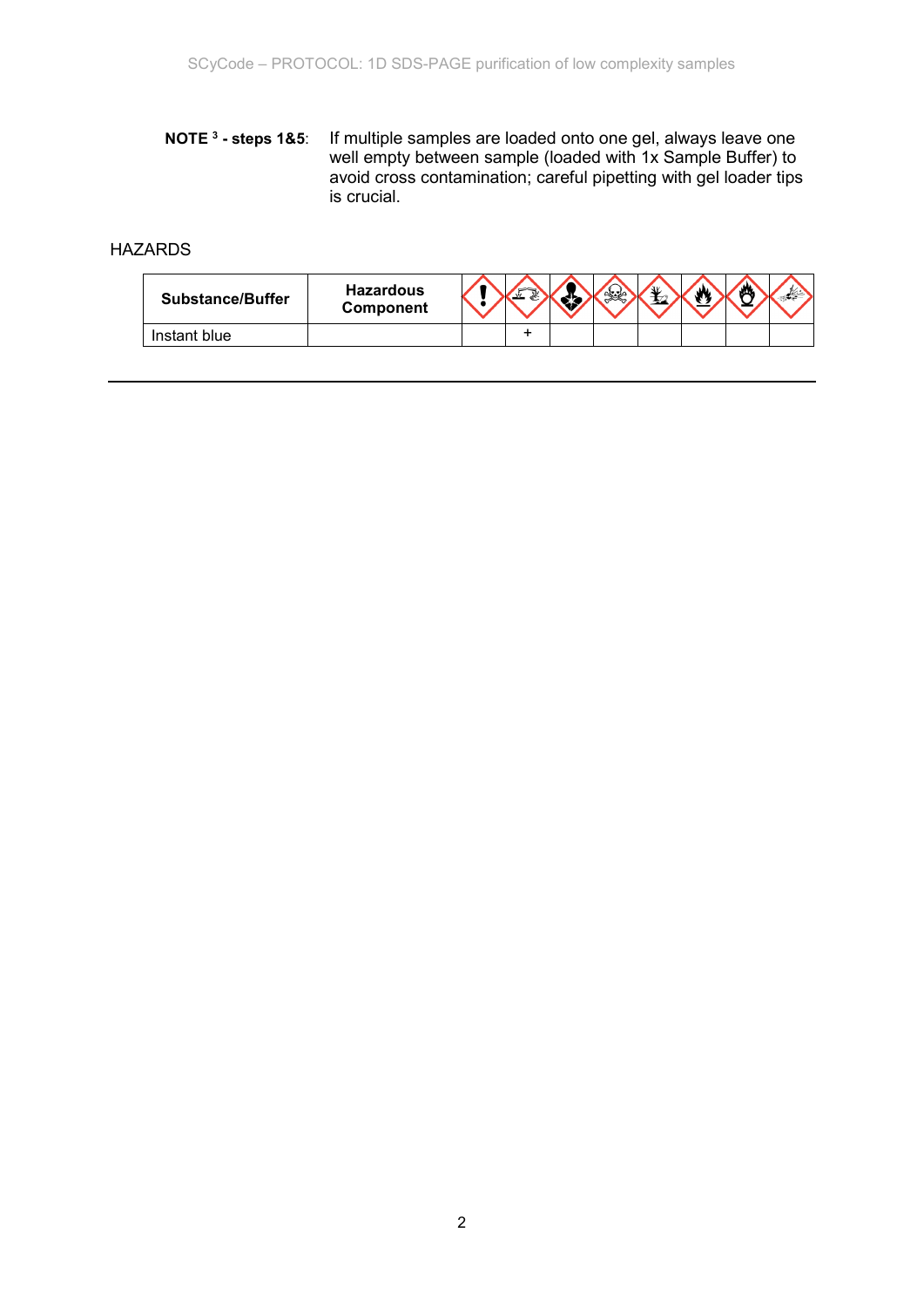**NOTE [3] - steps 1&5**: If multiple samples are loaded onto one gel, always leave one well empty between sample (loaded with 1x Sample Buffer) to avoid cross contamination; careful pipetting with gel loader tips is crucial.

## HAZARDS

| Substance/Buffer | Hazardous Component | | | | | | | | |
|---|---|---|---|---|---|---|---|---|---|
| Instant blue | | | + | | | | | | |